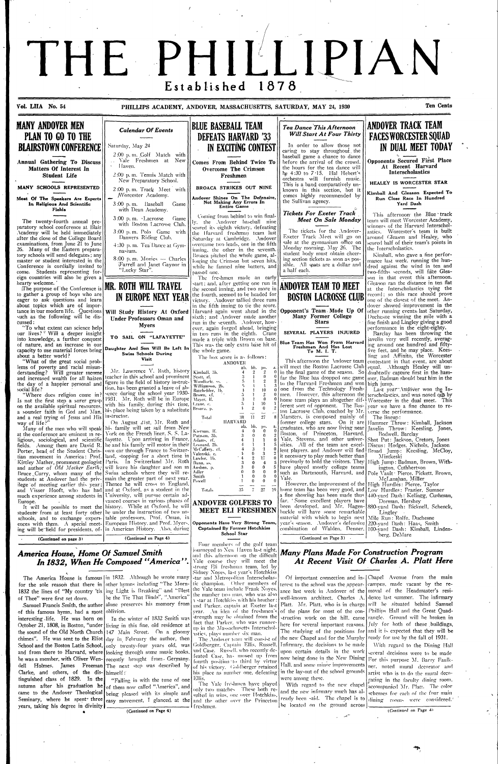# THE PHILLIPIAN

Established 1878

Vol. LIIA No. 54 — PHILLIPS ACADEMY, ANDOVER, MASSACHUSETTS, SATURDAY, MAY 24, 1930 — Ten Cents

## MANY ANDOVER MEN PLAN TO GO TO THE BLAIRSTOWN CONFERENCE

### Annual Gathering To Discuss Matters Of Interest In Student Life

### MANY SCHOOLS REPRESENTED

### Most Of The Speakers Are Experts In Religious And Scientific Fields

The twenty-fourth annual preparatory school conference at Blair Academy will be held immediately after the close of the College Board examinations, from June 21 to June 26. Many of the Eastern preparatory schools will send delegates; any master or student interested in the Conference is cordially invited to come. Students representing foreign countries will also be given a hearty welcome.

The purpose of the Conference is to gather a group of boys who are eager to ask questions and learn about topics which are of importance in our modern life. Questions such as the following will be discussed:

"To what extent can science help our lives? Will a deeper insight into knowledge, a further conquest of nature, and an increase in our capacity to use material forces bring about a better world?

"What of the great social problems of poverty and racial misunderstanding? Will greater income and increased wealth for all hasten the day of a happier personal and social life?

"Where does religion come in? Is not the first step a surer grasp on the available spiritual resources, a sounder faith in God and Man, and a real trying of Jesus and His way of life?"

Many of the men who will speak at the conference are eminent in religious, sociological, and scientific fields. Among them are David R. Porter, head of the Student Christian movement in America; Prof. Kirtley Mather, prominent geologist and author of *Old Mother Earth*; Bruce Curry, whom many of the students at Andover had the privilege of meeting earlier this year; and Visser Hooft, who has had much experience among students in Europe.

It will be possible to meet the students from at least forty other schools, and to exchange experiences with them. A special meeting will be held for presidents, of-

(Continued on page 3)

## Calendar Of Events

Saturday, May 24

2:00 p. m. Golf Match with Yale Freshmen at New Haven.

2:00 p.m. Tennis Match with New Preparatory School.

2:00 p.m. Track Meet with Worcester Academy.

3:00 p.m. Baseball Game with Dean Academy.

3:00 p.m. Lacrosse Game with Boston Lacrosse Club.

3:00 p.m. Polo Game with Danvers Riding Club.

4:30 p.m. Tea Dance at Gymnasium.

8:00 p.m. Movies — Charles Farrell and Janet Gaynor in "Lucky Star".

## MR. ROTH WILL TRAVEL IN EUROPE NEXT YEAR

### Will Study History At Oxford Under Professors Oman and Myers

### TO SAIL ON "LAFAYETTE"

### Daughter And Son Will Be Left In Swiss Schools During Visit

Mr. Lawrence V. Roth, history teacher in this school and prominent figure in the field of history instruction, has been granted a leave of absence during the school year 1930-1931. Mr. Roth will be in Europe with his family during this time, his place being taken by a substitute instructor.

On August 21st, Mr. Roth and his family will set sail from New York on the French liner, S. S. Lafayette. Upon arriving in France, he and his family will motor in their own car through France to Switzerland, stopping for a short time in Paris. In Switzerland Mr. Roth will leave his daughter and son in Swiss schools where they will remain the greater part of next year. Thence he will cross to England, and at Oxford, as a student in the University, will pursue certain advanced courses in various phases of history. While at Oxford, he will be under the instruction of two notable professors, Prof. Oman, in European History, and Prof. Myers, in American History. Also, during

(Continued on Page 4)

## BLUE BASEBALL TEAM DEFEATS HARVARD '33 IN EXCITING CONTEST

### Comes From Behind Twice To Overcome The Crimson Freshmen

### BROACA STRIKES OUT NINE

### Andover Shines On The Defensive, Not Making Any Errors In Entire Game

Coming from behind to win finally, the Andover baseball nine scored its eighth victory, defeating the Harvard freshman team last Saturday at Cambridge. Andover overcame two leads, one in the fifth inning, the other in the seventh. Broaca pitched the whole game, allowing the Crimson but seven hits, while he fanned nine batters, and passed one.

The freshmen made an early start; and, after getting one run in the second inning, and two more in the fourth, seemed to be headed for victory. Andover tallied three runs in the fifth inning to tie the score. Harvard again went ahead in the sixth; and Andover made another run in the seventh. Andover, however, again forged ahead, bringing in two runs in the eighth. Crane made a triple with Brown on base. This was the only extra base hit of the whole game.

The box score is as follows:

ANDOVER

| | ab. | bh. | po. | a. |
|---|---|---|---|---|
| Kimball, 3b. | 4 | 2 | 2 | 0 |
| Scott, rf. | 3 | 1 | 0 | 0 |
| Woodlock, ss. | 5 | 1 | 2 | 2 |
| Williamson, 2b. | 5 | 1 | 1 | 3 |
| Batchelder, 1b. | 4 | 1 | 10 | 0 |
| Brown, cf. | 3 | 1 | 2 | 0 |
| Mayer, lf. | 3 | 1 | 0 | 0 |
| Crane, c. | 5 | 1 | 10 | 1 |
| Broaca, p. | 4 | 2 | 0 | 2 |
| Total | 38 | 11 | 27 | 8 |

HARVARD

| | ab. | bh. | po. | a. |
|---|---|---|---|---|
| Kiernan, lf. | 4 | 0 | 0 | 0 |
| Putnam, 3b. | 3 | 0 | 0 | 2 |
| Adams, rf. | 4 | 1 | 1 | 0 |
| Leonard, 2b. | 4 | 1 | 1 | 5 |
| McCaffery, cf. | 4 | 3 | 1 | 0 |
| Valenski, c. | 4 | 0 | 3 | 2 |
| Lawlor, 1b. | 4 | 2 | 17 | 0 |
| Dana, ss. | 3 | 0 | 4 | 5 |
| Andsen, p. | 3 | 0 | 0 | 5 |
| Adler | 0 | 0 | 0 | 0 |
| Smith | 1 | 0 | 0 | 0 |
| Powell | 1 | 0 | 0 | 0 |
| Totals | 35 | 7 | 27 | 19 |

## ANDOVER GOLFERS TO MEET ELI FRESHMEN

### Opponents Have Very Strong Team, Captained By Former Hotchkiss School Star

Four members of the golf team journeyed to New Haven last night, and this afternoon on the difficult Yale course they will meet the strong Eli freshman team, led by Sidney Noyes, last year's Hotchkiss star and Metropolitan Interscholastic champion. Other members of the Yale team include Frank Noyes, the number two man, who was also a star at Hotchkiss with his brother; and Parker, captain at Exeter last year. An idea of the freshmen's strength may be obtained from the fact that Parker, who was runner-up in the Massachusetts Interscholastics, plays number six man.

The Andover team will consist of Goldberger, Captain Ellis, Russell, and Case. Russell, who recently defeated Case, has moved up from fourth position to third by virtue of his victory. Goldberger retained his place as number one, defeating Ellis.

The Yale freshmen have played only two matches. These both resulted in wins, one over Hotchkiss, and the other over the Princeton freshmen.

## *Tea Dance This Afternoon Will Start At Four Thirty*

In order to allow those not caring to stay throughout the baseball game a chance to dance before the arrival of the crowd, the hours for the tea dance will be 4:30 to 7:15. Hal Hebert's orchestra will furnish music. This is a band comparatively unknown in this section, but it comes highly recommended by the Sullivan agency.

## *Tickets For Exeter Track Meet On Sale Monday*

The tickets for the Andover-Exeter Track Meet will go on sale at the gymnasium office on Monday morning, May 26. The student body must obtain cheering section tickets as soon as possible. All seats are a dollar and a half each.

## ANDOVER TEAM TO MEET BOSTON LACROSSE CLUB

### Opponent's Team Made Up Of Many Former College Stars

### SEVERAL PLAYERS INJURED

### Blue Team Has Won From Harvard Freshmen And Has Lost To M. I. T.

This afternoon the Andover team will meet the Boston Lacrosse Club in the final game of the season. So far the Blue has dropped one game to the Harvard Freshmen and won one from the Technology Freshmen. However, this afternoon the home team plays an altogether different sort of opponent. The Boston Lacrosse Club, coached by Mr. Marsters, is composed mainly of former college stars. On it are graduates, who are now living near Boston, of Princeton, Harvard, Yale, Stevens, and other universities. All of the team are excellent players, and Andover will find it necessary to play much better than previously to hold the visitors. They have played mostly college teams such as Dartmouth, Harvard, and Yale.

However, the improvement of the home team has been very good, and a fine showing has been made thus far. Some excellent players have been developed, and Mr. Hagenbuckle will have some remarkable material with which to begin next year's season. Andover's defensive combination of Walden, Denner,

(Continued on Page 3)

## ANDOVER TRACK TEAM FACES WORCESTER SQUAD IN DUAL MEET TODAY

### Opponents Secured First Place At Recent Harvard Interscholastics

### HEALEY IS WORCESTER STAR

### Kimball And Gleason Expected To Run Close Race In Hundred Yard Dash

This afternoon the Blue track team will meet Worcester Academy, winners of the Harvard Interscholastics. Worcester's team is built around Gleason and Healey, who scored half of their team's points in the Interscholastics.

Kimball, who gave a fine performance last week, running the hundred yard dash against the wind in ten and two-fifths seconds, will face Gleason in that event this afternoon. Gleason ran the distance in ten flat at the Interscholastics tying the record; so this race should prove one of the closest of the meet. Andover showed improvement in the other running events last Saturday, Duchesne winning the mile with a fine finish and Lingley giving a good performance in the eight-eighty.

Barclay has been throwing the javelin very well recently, averaging around one hundred and fifty-five feet, and he may place. Keesling and Affinito, the Worcester contestant in that event, are about equal. Although Healey will undoubtedly capture first in the hammer, Badman should beat him in the high jump.

Last year Andover won the Interscholastics, and was nosed out by Worcester in the dual meet. This year we have a fine chance to reverse the performance.

The lineup:

Hammer Throw: Kimball, Jackson
Javelin Throw: Keesling, Jones, Bodwell, Barclay
Shot Put: Jackson, Cretors, Jones
Discus: Hodges, Nichols, Jackson
Broad Jump: Keesling, McCloy, Mintkeski
High Jump: Badman, Brown, Withington, Cuthbertson
Pole Vault: Pierce, Pickett, Brown, McLanahan, Miller
High Hurdles: Pierce, Taylor
Low Hurdles: Frazier, Sumner
440-yard Dash: Kellogg, Cushman, Dorman, Hershey
880-yard Dash: Bicknell, Schenck, Lingley
Mile Run: Rolfe, Duchesne
220-yard Dash: Haas, Smith
100-yard Dash: Kimball, Lindenberg, DeMare

## *America House, Home Of Samuel Smith In 1832, When He Composed "America".*

The America House is famous for the sole reason that there in 1832 the lines of "My country 'tis of Thee" were first set down.

Samuel Francis Smith, the author of this famous hymn, had a most interesting life. He was born on October 21, 1808, in Boston, "under the sound of the Old North Church chimes". He was sent to the Eliot School and the Boston Latin School, and from there to Harvard, where he was a member, with Oliver Wendell Holmes, James Freeman Clarke, and others, of the distinguished class of 1829. In the autumn after his graduation he came to the Andover Theological Seminary, where he spent three years, taking his degree in divinity in 1832. Although he wrote many other hymns including "The Morning Light is Breaking" and "Blest be the Tie That Binds", "America" alone preserves his memory from oblivion.

In the winter of 1832 Smith was living in this fine, old residence at 147 Main Street. On a gloomy day in February the author, then only twenty-four years old, was looking through some music books, recently brought from Germany. The next step was described by himself:

"Falling in with the tune of one of them now called "America", and being pleased with its simple and easy movement, I glanced at the

(Continued on Page 4)

## *Many Plans Made For Construction Program At Recent Visit Of Charles A. Platt Here*

Of important connection and interest to the school was the appearance last week in Andover of the well-known architect, Charles A. Platt. Mr. Platt, who is in charge of the plans for most of the construction work on the hill, came here for several important reasons. The studying of the positions for the new Chapel and for the Murphy Infirmary, the decisions to be made upon certain details in the work now being done in the New Dining Hall, and some minor improvements in the lay-out of the school grounds were among these.

With regard to the new chapel and the new infirmary much has already been said. The chapel is to be located on the ground across Chapel Avenue from the main campus, made vacant by the removal of the Headmaster's residence last summer. The infirmary will be situated behind Samuel Phillips Hall and the Great Quadrangle. Ground will be broken in July for both of these buildings, and it is expected that they will be ready for use by the fall of 1931.

With regard to the Dining Hall several decisions were to be made. For this purpose M. Barry Faulkner, noted mural decorator and artist who is to do the mural decorating in the faculty dining room, accompanied Mr. Platt. The color schemes for each of the four main dining rooms were considered.

(Continued on Page 4)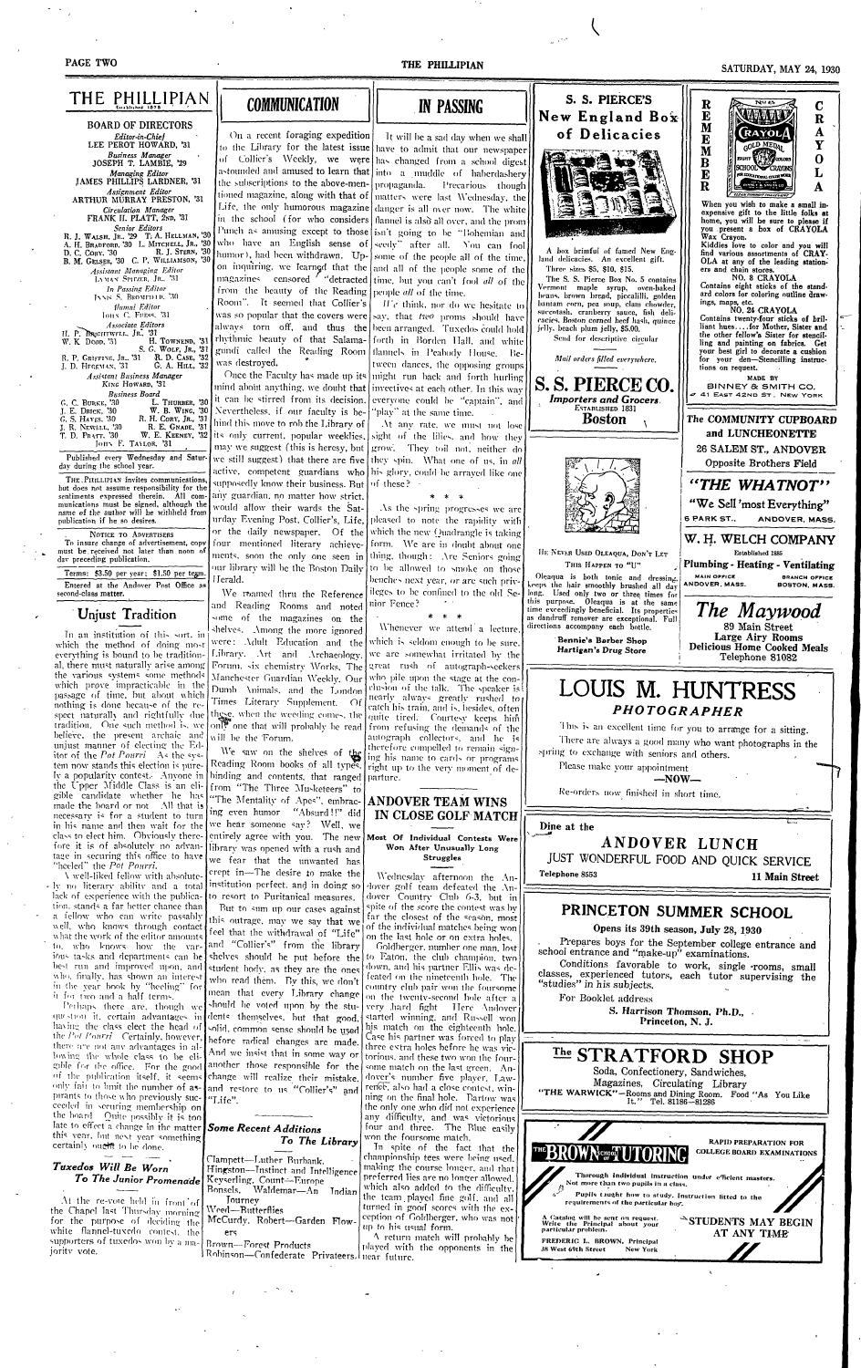# THE PHILLIPIAN

Established 1878

**BOARD OF DIRECTORS**

*Editor-in-Chief*
LEE PEROT HOWARD, '31

*Business Manager*
JOSEPH T. LAMBIE, '29

*Managing Editor*
JAMES PHILLIPS LARDNER, '31

*Assignment Editor*
ARTHUR MURRAY PRESTON, '31

*Circulation Manager*
FRANK H. PLATT, 2nd, '31

*Senior Editors*
R. J. WALSH, JR., '29 T. A. HELLMAN, '30
A. H. BRADFORD, '30 L. MITCHELL, JR., '30
D. C. CORY, '30 R. J. STERN, '30
B. M. GELSER, '30 C. P. WILLIAMSON, '30

*Assistant Managing Editor*
LYMAN SPITZER, JR., '31

*In Passing Editor*
LYNN S. BROMFIELD, '30

*Alumni Editor*
JOHN C. FIESS, '31

*Associate Editors*
H. P. BRIGHTWELL, JR., '31
W. K. DODD, '31 H. TOWNSEND, '31
S. G. WOLF, JR., '31
R. P. GRIFFING, JR., '31 R. D. CASE, '32
J. D. HECKMAN, '31 G. A. HILL, '32

*Assistant Business Manager*
KING HOWARD, '31

*Business Board*
G. C. BURKE, '30 L. THURBER, '30
J. E. DRECK, '30 W. B. WING, '30
G. S. HAYES, '30 R. H. CORY, JR., '31
J. R. NEWELL, '30 R. E. GNADE, '31
T. D. PRATT, '30 W. E. KEENEY, '32
JOHN F. TAYLOR, '31

Published every Wednesday and Saturday during the school year.

THE PHILLIPIAN invites communications, but does not assume responsibility for the sentiments expressed therein. All communications must be signed, although the name of the author will be withheld from publication if he so desires.

NOTICE TO ADVERTISERS
To insure change of advertisement, copy must be received not later than noon of day preceding publication.

Terms: $3.50 per year; $1.50 per term.

Entered at the Andover Post Office as second-class matter.

## Unjust Tradition

In an institution of this sort, in which the method of doing most everything is bound to be traditional, there must naturally arise among the various systems some methods which prove impracticable in the passage of time, but about which nothing is done because of the respect naturally and rightfully due tradition. One such method is, we believe, the present archaic and unjust manner of electing the Editor of the *Pot Pourri*. As the system now stands this election is purely a popularity contest. Anyone in the Upper Middle Class is an eligible candidate whether he has made the board or not. All that is necessary is for a student to turn in his name and then wait for the class to elect him. Obviously therefore it is of absolutely no advantage in securing this office to have "heeled" the *Pot Pourri*.

A well-liked fellow with absolutely no literary ability and a total lack of experience with the publication, stands a far better chance than a fellow who can write passably well, who knows through contact what the work of the editor amounts to, who knows how the various tasks and departments can be best run and improved upon, and who, finally, has shown an interest in the year book by "heeling" for it for two and a half terms.

Perhaps there are, though we question it, certain advantages in having the class elect the head of the *Pot Pourri*. Certainly, however, there are not any advantages in allowing the whole class to be eligible for the office. For the good of the publication itself, it seems only fair to limit the number of aspirants to those who previously succeeded in securing membership on the board. Quite possibly it is too late to effect a change in the matter this year, but next year something certainly ought to be done.

### Tuxedos Will Be Worn To The Junior Promenade

At the re-vote held in front of the Chapel last Thursday morning for the purpose of deciding the white flannel-tuxedo contest, the supporters of tuxedos won by a majority vote.

## COMMUNICATION

On a recent foraging expedition to the Library for the latest issue of Collier's Weekly, we were astounded and amused to learn that the subscriptions to the above-mentioned magazine, along with that of Life, the only humorous magazine in the school (for who considers Punch as amusing except to those who have an English sense of humor), had been withdrawn. Upon inquiring, we learned that the magazines censored "detracted from the beauty of the Reading Room". It seemed that Collier's was so popular that the covers were always torn off, and thus the rhythmic beauty of that Salamagundi called the Reading Room was destroyed.

Once the Faculty has made up its mind about anything, we doubt that it can be stirred from its decision. Nevertheless, if our faculty is behind this move to rob the Library of its only current, popular weeklies, may we suggest (this is heresy, but we still suggest) that there are five active, competent guardians who supposedly know their business. But our guardian, no matter how strict, would allow their wards the Saturday Evening Post, Collier's, Life, or the daily newspaper. Of the four mentioned literary achievements, soon the only one seen in our library will be the Boston Daily Herald.

We roamed thru the Reference and Reading Rooms and noted some of the magazines on the shelves. Among the more ignored were: Adult Education and the Library, Art and Archaeology, Forum, six chemistry Works, The Manchester Guardian Weekly, Our Dumb Animals, and the London Times Literary Supplement. Of these, when the weeding comes, the only one that will probably be read will be the Forum.

We saw on the shelves of the Reading Room books of all types, binding and contents, that ranged from "The Three Musketeers" to "The Mentality of Apes", embracing even humor "Absurd!!" did we hear someone say? Well, we entirely agree with you. The new library was opened with a rush and we fear that the unwanted has crept in—The desire to make the institution perfect, and in doing so to resort to Puritanical measures.

But to sum up our cases against this outrage, may we say that we feel that the withdrawal of "Life" and "Collier's" from the library shelves should be put before the student body, as they are the ones who read them. By this, we don't mean that every Library change should be voted upon by the students themselves, but that good, solid, common sense should be used before radical changes are made. And we insist that in some way or another those responsible for the change will realize their mistake, and restore to us "Collier's" and "Life".

### Some Recent Additions To The Library

Clampett—Luther Burbank.
Hingston—Instinct and Intelligence
Keyserling, Count—Europe
Bonsels, Waldemar—An Indian Journey
Weed—Butterflies
McCurdy, Robert—Garden Flowers
Brown—Forest Products
Robinson—Confederate Privateers.

## IN PASSING

It will be a sad day when we shall have to admit that our newspaper has changed from a school digest into a muddle of haberdashery propaganda. Precarious though matters were last Wednesday, the danger is all over now. The white flannel is also all over, and the prom isn't going to be "Bohemian and seedy" after all. You can fool some of the people all of the time, and all of the people some of the time, but you can't fool *all* of the people *all* of the time.

*We* think, nor do we hesitate to say, that *two* proms should have been arranged. Tuxedos could hold forth in Borden Hall, and white flannels in Peabody House. Between dances, the opposing groups might run back and forth hurling invectives at each other. In this way everyone could be "captain", and "play" at the same time.

At any rate, we must not lose sight of the lilies, and how they grow. They toil not, neither do they spin. What one of us, in *all* his glory, could be arrayed like one of these?

\* \* \*

As the spring progresses we are pleased to note the rapidity with which the new Quadrangle is taking form. We are in doubt about one thing, though: Are Seniors going to be allowed to smoke on those benches next year, or are such privileges to be confined to the old Senior Fence?

\* \* \*

Whenever we attend a lecture, which is seldom enough to be sure, we are somewhat irritated by the great rush of autograph-seekers who pile upon the stage at the conclusion of the talk. The speaker is nearly always greatly rushed to catch his train, and is, besides, often quite tired. Courtesy keeps him from refusing the demands of the autograph collectors, and he is therefore compelled to remain signing his name to cards or programs right up to the very moment of departure.

## ANDOVER TEAM WINS IN CLOSE GOLF MATCH

**Most Of Individual Contests Were Won After Unusually Long Struggles**

Wednesday afternoon the Andover golf team defeated the Andover Country Club 6-3, but in spite of the score the contest was by far the closest of the season, most of the individual matches being won on the last hole or on extra holes.

Goldberger, number one man, lost to Eaton, the club champion, two down, and his partner Ellis was defeated on the nineteenth hole. The country club pair won the foursome on the twenty-second hole after a very hard fight. Here Andover started winning, and Russell won his match on the eighteenth hole. Case his partner was forced to play three extra holes before he was victorious, and these two won the foursome match on the last green. Andover's number five player, Lawrence, also had a close contest, winning on the final hole. Bartow was the only one who did not experience any difficulty, and was victorious four and three. The Blue easily won the foursome match.

In spite of the fact that the championship tees were being used, making the course longer, and that preferred lies are no longer allowed, which also added to the difficulty, the team played fine golf, and all turned in good scores with the exception of Goldberger, who was not up to his usual form.

A return match will probably be played with the opponents in the near future.

---

**S. S. PIERCE'S New England Box of Delicacies**

A box brimful of famed New England delicacies. An excellent gift. Three sizes $5, $10, $15.

The S. S. Pierce Box No. 5 contains Vermont maple syrup, oven-baked beans, brown bread, piccalilli, golden bantam corn, pea soup, clam chowder, succotash, cranberry sauce, fish delicacies, Boston corned beef hash, quince jelly, beach plum jelly, $5.00.

Send for descriptive circular

*Mail orders filled everywhere.*

**S. S. PIERCE CO.**
Importers and Grocers
Established 1831
**Boston**

---

HE NEVER USED OLEAQUA, DON'T LET THIS HAPPEN TO "U"

Oleaqua is both tonic and dressing, keeps the hair smoothly brushed all day long. Used only two or three times for this purpose. Oleaqua is at the same time exceedingly beneficial. Its properties as dandruff remover are exceptional. Full directions accompany each bottle.

**Bennie's Barber Shop**
**Hartigan's Drug Store**

---

**REMEMBER CRAYOLA**

When you wish to make a small inexpensive gift to the little folks at home, you will be sure to please if you present a box of CRAYOLA Wax Crayon.

Kiddies love to color and you will find various assortments of CRAYOLA at any of the leading stationers and chain stores.

NO. 8 CRAYOLA
Contains eight sticks of the standard colors for coloring outline drawings, maps, etc.

NO. 24 CRAYOLA
Contains twenty-four sticks of brilliant hues....for Mother, Sister and the other fellow's Sister for stenciling and painting on fabrics. Get your best girl to decorate a cushion for your den—Stenciling instructions on request.

MADE BY
BINNEY & SMITH CO.
41 EAST 42ND ST., NEW YORK

---

**The COMMUNITY CUPBOARD and LUNCHEONETTE**
26 SALEM ST., ANDOVER
Opposite Brothers Field

---

**"THE WHATNOT"**
"We Sell 'most Everything"
6 PARK ST., ANDOVER, MASS.

---

**W. H. WELCH COMPANY**
Established 1885
Plumbing - Heating - Ventilating
MAIN OFFICE ANDOVER, MASS. BRANCH OFFICE BOSTON, MASS.

---

**The Maywood**
89 Main Street
Large Airy Rooms
Delicious Home Cooked Meals
Telephone 81082

---

**LOUIS M. HUNTRESS**
*PHOTOGRAPHER*

This is an excellent time for you to arrange for a sitting.
There are always a good many who want photographs in the spring to exchange with seniors and others.
Please make your appointment
—NOW—
Re-orders now finished in short time.

---

Dine at the
**ANDOVER LUNCH**
JUST WONDERFUL FOOD AND QUICK SERVICE
Telephone 8553 — 11 Main Street

---

**PRINCETON SUMMER SCHOOL**
Opens its 39th season, July 28, 1930

Prepares boys for the September college entrance and school entrance and "make-up" examinations.

Conditions favorable to work, single rooms, small classes, experienced tutors, each tutor supervising the "studies" in his subjects.

For Booklet address
S. Harrison Thomson, Ph.D.,
Princeton, N. J.

---

**The STRATFORD SHOP**
Soda, Confectionery, Sandwiches,
Magazines, Circulating Library
"THE WARWICK"—Rooms and Dining Room. Food "As You Like It." Tel. 81186—81286

---

**THE BROWN SCHOOL OF TUTORING**

RAPID PREPARATION FOR COLLEGE BOARD EXAMINATIONS

Thorough individual instruction under efficient masters.
Not more than two pupils in a class.
Pupils taught how to study. Instruction fitted to the requirements of the particular boy.

A Catalog will be sent on request. Write the Principal about your particular problem.

STUDENTS MAY BEGIN AT ANY TIME

FREDERIC L. BROWN, Principal
38 West 69th Street, New York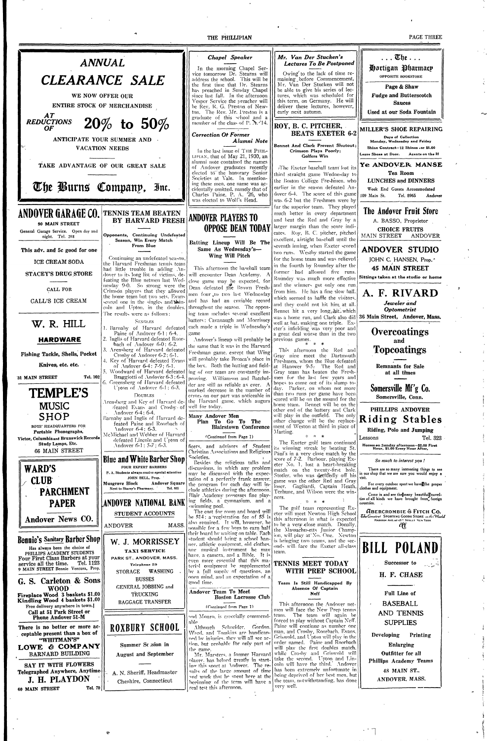# ANNUAL CLEARANCE SALE

WE NOW OFFER OUR ENTIRE STOCK OF MERCHANDISE

AT REDUCTIONS OF **20% to 50%**

ANTICIPATE YOUR SUMMER AND VACATION NEEDS

TAKE ADVANTAGE OF OUR GREAT SALE

**The Burns Company, Inc.**

---

## ANDOVER GARAGE CO.

90 MAIN STREET

General Garage Service. Open day and night. Tel. 208

---

This adv. and 5c good for one

ICE CREAM SODA

STACEY'S DRUG STORE

CALL FOR

CALL'S ICE CREAM

---

## W. R. HILL

**HARDWARE**

Fishing Tackle, Shells, Pocket Knives, etc. etc.

31 MAIN STREET Tel. 102

---

## TEMPLE'S MUSIC SHOP

BOYS' HEADQUARTERS FOR Portable Phonographs, Victor, Columbia and Brunswick Records Study Lamps, Etc.

66 MAIN STREET

---

**WARD'S CLUB PARCHMENT PAPER**

Andover News CO.

---

**Bennie's Sanitary Barber Shop**

Has always been the choice of PHILLIPS ACADEMY STUDENTS

Four First Class Barbers at your service all the time. Tel. 1123

9 MAIN STREET Bennie Ventura, Prop.

---

## G. S. Carleton & Sons

**WOOD**

Fireplace Wood 3 baskets $1.00
Kindling Wood 4 baskets $1.00

Free delivery anywhere in town.

Call at 51 Park Street or Phone Andover 51-M

---

There is no better or more acceptable present than a box of "WHITMAN'S"

**LOWE & COMPANY**

BARNARD BUILDING

---

SAY IT WITH FLOWERS

Telegraphed Anywhere, Anytime

**J. H. PLAYDON**

60 MAIN STREET Tel. 70

---

## TENNIS TEAM BEATEN BY HARVARD FRESH

### Opponents, Continuing Undefeated Season, Win Every Match From Blue

Continuing an undefeated season, the Harvard Freshman tennis team had little trouble in adding Andover to its long list of victims, defeating the Blue netmen last Wednesday 9-0. So strong were the Crimson players that they allowed the home team but two sets, Evans scored one in the singles and Lincoln and Upton, in the doubles. The results were as follows:

SINGLES

1. Barnaby of Harvard defeated Paine of Andover 6-1: 6-4.
2. Inglis of Harvard defeated Roorbach of Andover 6-0: 6-2.
3. Arensberg of Harvard defeated Crosby of Andover 6-2: 6-1.
4. Key of Harvard defeated Evans of Andover 6-4: 7-9: 6-1.
5. Woodward of Harvard defeated Braggiotti of Andover 6-3: 6-4.
6. Greensberg of Harvard defeated Upton of Andover 6-1: 6-3.

DOUBLES

Arensberg and Key of Harvard defeated Evans and Crosby of Andover 6-4: 6-4.

Barnaby and Inglis of Harvard defeated Paine and Roorbach of Andover 6-4: 6-3.

McMichael and Webber of Harvard defeated Lincoln and Upton of Andover 6-1: 5-7: 6-3.

---

## Blue and White Barber Shop

FOUR EXPERT BARBERS

P. A. Students always receive special attention

JOHN BELL, Prop.

Musgrove Block Andover Square

Next to Stacey's Pharmacy. Tel. 805

---

## ANDOVER NATIONAL BANK

STUDENT ACCOUNTS

ANDOVER MASS.

---

## W. J. MORRISSEY

TAXI SERVICE

PARK ST., ANDOVER, MASS.

Telephone 59

STORAGE WASHING BUSSES

GENERAL JOBBING and TRUCKING

BAGGAGE TRANSFER

---

## ROXBURY SCHOOL

Summer Session in August and September

A. N. Sheriff, Headmaster

Cheshire, Connecticut

---

### Chapel Speaker

In the morning Chapel Service tomorrow Dr. Stearns will address the school. This will be the first time that Dr. Stearns has preached in Sunday Chapel since last fall. In the afternoon Vesper Service the preacher will be Rev. R. G. Preston of Newton. The Rev. Mr. Preston is a graduate of this school and a member of the class of P. A. '14.

### Correction Of Former Alumni Note

In the last issue of THE PHILLIPIAN, that of May 21, 1930, an alumni note contained the names of Andover graduates recently elected to the honorary Senior Societies at Yale. In mentioning these men, one name was accidentally omitted, namely that of Charles Paine, P. A. '26, who was elected to Wolf's Head.

---

## ANDOVER PLAYERS TO OPPOSE DEAN TODAY

### Batting Lineup Will Be The Same As Wednesday's—Wing Will Pitch

This afternoon the baseball team will encounter Dean Academy. A close game may be expected, for Dean defeated the Brown Freshmen four to two last Wednesday and has had an enviable record throughout the season. The opposing team includes several excellent batters: Cavanaugh and Morrissey each made a triple in Wednesday's game.

Andover's lineup will probably be the same that it was in the Harvard Freshman game, except that Wing will probably take Broaca's place in the box. Both the batting and fielding of our team are constantly improving. Williamson and Batchelder are still as reliable as ever. A marked decrease in the number of errors on our part was noticeable in the Harvard game, which augurs well for today.

### Many Andover Men Plan To Go To The Blairstown Conference

(Continued from Page 1)

ficers, and advisors of Student Christian Associations and Religious Societies.

Besides the religious talks and discussions, in which any problem may be discussed with the expectation of a perfectly frank answer, the program for each day will include athletics during the afternoon. Blair Academy possesses fine playing fields, a gymnasium, and a swimming pool.

The cost for room and board will be $14; a registration fee of $5 is also required. It will, however, be possible for a few boys to earn half their board by waiting on table. Each student should bring a school banner, athletic equipment, old clothes, any musical instrument he may have, a camera, and a Bible. It is even more essential that this material equipment be supplemented by a full supply of questions, an open mind, and an expectation of a good time.

### Andover Team To Meet Boston Lacrosse Club

(Continued from Page 1)

and Monro, is especially commendable.

Although Schneider, Gordon, Ward, and Tomkins are handicapped by injuries, they will all see action, but probably for only part of the game.

Mr. Marsters, a former Harvard player, has helped greatly in starting this sport at Andover. The results of the large amount of time and work that he spent here at the beginning of the term will have a real test this afternoon.

---

### Mr. Van Der Stucken's Lectures To Be Postponed

Owing to the lack of time remaining before Commencement, Mr. Van Der Stucken will not be able to give his series of lectures, which was scheduled for this term, on Germany. He will deliver these lectures, however, early next autumn.

## ROY, B. C. PITCHER, BEATS EXETER 6-2

### Bennet And Clark Prevent Shutout; Crimson Plays Poorly; Golfers Win

The Exeter baseball team lost its third straight game Wednesday to the Boston College Freshmen, who earlier in the season defeated Andover 6-4. The score of this game was 6-2 but the Freshmen were by far the superior team. They played much better in every department and beat the Red and Gray by a larger margin than the score indicates. Roy, B. C. pitcher, pitched excellent, airtight baseball until the seventh inning, when Exeter scored two runs. Westby started the game for the home team and was relieved in the fourth by Roundey after the former had allowed five runs. Roundey was much more effective and the winners got only one run from him. He has a fine slow ball, which seemed to baffle the visitors, and they could not hit him at all. Bennet hit a very long hit which was a home run, and Clark also did well at bat, making one triple. Exeter's infielding was very poor and a great deal worse than in the two previous games.

\* \* \*

This afternoon the Red and Gray nine meet the Dartmouth Freshmen, whom the Blue defeated at Hanover 9-5. The Red and Gray team has beaten the Freshmen for the last few years and hopes to come out of its slump today. Parker, on whom not more than two runs per game have been scored will be on the mound for the home team. Bennet will be on the other end of the battery and Clark will play in the outfield. The only other change will be the replacement of Weston at third in place of Marting.

\* \* \*

The Exeter golf team continued its winning streak by beating St. Paul's in a very close match by the score of 7-2. Barbour, playing Exeter No. 1, lost a heart-breaking match on the twenty-first hole. Stotler, who was decidedly off his game was the other Red and Gray loser. Gagliardi, Captain Heath, Terhune, and Wilson were the winners.

\* \* \*

The golf team representing Exeter will meet Newton High School this afternoon in what is expected to be a very close match. Donally, the Massachusetts Junior Champion, will play at No. One. Newton is playing two teams, and the second will face the Exeter all-class team.

## TENNIS MEET TODAY WITH PREP SCHOOL

### Team Is Still Handicapped By Absence Of Captain Neff

This afternoon the Andover netmen will face the New Prep tennis team. The team will again be forced to play without Captain Neff. Paine will continue as number one man, and Crosby, Roorbach, Evans, Griswold, and Upton will play in the order named. Paine and Roorbach will play the first doubles match, while Crosby and Griswold will take the second. Upton and Lincoln will have the third. Andover has been extremely unfortunate in being deprived of her best men, but the team, notwithstanding, has done very well.

---

**. . . The . . .**

**Hartigan Pharmacy**

OPPOSITE BOOKSTORE

Page & Shaw Fudge and Butterscotch Sauces

Used at our Soda Fountain

---

**MILLER'S SHOE REPAIRING**

Days of Collection Monday, Wednesday and Friday

Shine Contract—12 Shines for $1.00

Leave Shoes at Door. Agents on the H

---

**Ye ANDOVER MANSE**

Tea Room

LUNCHES and DINNERS

Week End Guests Accommodated

109 Main St. Tel. 8965 Andover

---

## The Andover Fruit Store

A. BASSO, Proprietor

CHOICE FRUITS

MAIN STREET ANDOVER

---

## ANDOVER STUDIO

JOHN C. HANSEN, Prop.

45 MAIN STREET

Sittings taken at the studio or home

---

## A. F. RIVARD

*Jeweler and Optometrist*

36 Main Street, Andover, Mass.

---

## Overcoatings and Topcoatings

Remnants for Sale at all times

**Somersville Mf'g Co.**

Somersville, Conn.

---

PHILLIPS ANDOVER

## Riding Stables

Riding, Polo and Jumping

Lessons Tel. 323

Horses on Sunday afternoon—$2.00 First Hour, $1.00 Every Hour After.

---

*So much to interest you!*

There are so many interesting things to see in our shop that we are sure you would enjoy a visit.

For every outdoor sport we have the proper clothes and equipment.

Come in and see the many beautiful novelties of all kinds we have brought from foreign countries.

**ABERCROMBIE & FITCH CO.**

The Greatest SPORTING GOODS STORE in the World

MADISON AVE. AT 45th STREET NEW YORK

---

## BILL POLAND

Successor to

H. F. CHASE

Full Line of

BASEBALL AND TENNIS SUPPLIES

Developing Printing

Enlarging

Outfitter for all Phillips Academy Teams

48 MAIN ST., ANDOVER, MASS.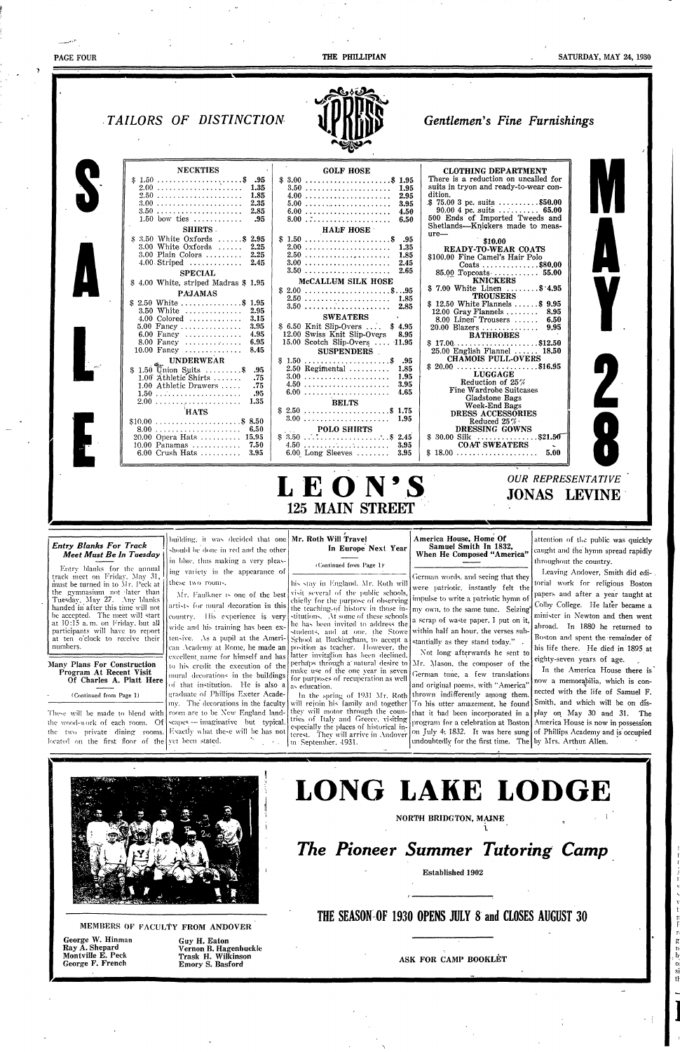## TAILORS OF DISTINCTION — J. PRESS — Gentlemen's Fine Furnishings

**SALE — MAY 28**

| | | |
|---|---|---|
| **NECKTIES** | **GOLF HOSE** | **CLOTHING DEPARTMENT** |
| $ 1.50 .......... $ .95 | $ 3.00 .......... $ 1.95 | There is a reduction on uncalled for suits in tryon and ready-to-wear condition. |
| 2.00 .......... 1.35 | 3.50 .......... 1.95 | $ 75.00 3 pc. suits .......... $50.00 |
| 2.50 .......... 1.85 | 4.00 .......... 2.95 | 90.00 4 pc. suits .......... 65.00 |
| 3.00 .......... 2.35 | 5.00 .......... 3.95 | 500 Ends of Imported Tweeds and Shetlands—Knickers made to measure— |
| 3.50 .......... 2.85 | 6.00 .......... 4.50 | $10.00 |
| 1.50 bow ties .......... .95 | 8.00 .......... 6.50 | **READY-TO-WEAR COATS** |
| **SHIRTS** | **HALF HOSE** | $100.00 Fine Camel's Hair Polo Coats .......... $80.00 |
| $ 3.50 White Oxfords ...... $ 2.95 | $ 1.50 .......... $ .95 | 85.00 Topcoats .......... 55.00 |
| 3.00 White Oxfords ...... 2.25 | 2.00 .......... 1.35 | **KNICKERS** |
| 3.00 Plain Colors .......... 2.25 | 2.50 .......... 1.85 | $ 7.00 White Linen .......... $ 4.95 |
| 4.00 Striped .......... 2.45 | 3.00 .......... 2.45 | **TROUSERS** |
| **SPECIAL** | 3.50 .......... 2.65 | $ 12.50 White Flannels ...... $ 9.95 |
| $ 4.00 White, striped Madras $ 1.95 | **McCALLUM SILK HOSE** | 12.00 Gray Flannels .......... 8.95 |
| **PAJAMAS** | $ 2.00 .......... $ .95 | 8.00 Linen Trousers .......... 6.50 |
| $ 2.50 White .......... $ 1.95 | 2.50 .......... 1.85 | 20.00 Blazers .......... 9.95 |
| 3.50 White .......... 2.95 | 3.50 .......... 2.85 | **BATHROBES** |
| 4.00 Colored .......... 3.15 | **SWEATERS** | $ 17.00 .......... $12.50 |
| 5.00 Fancy .......... 3.95 | $ 6.50 Knit Slip-Overs .... $ 4.95 | 25.00 English Flannel ...... 18.50 |
| 6.00 Fancy .......... 4.95 | 12.00 Swiss Knit Slip-Overs 8.95 | **CHAMOIS PULL-OVERS** |
| 8.00 Fancy .......... 6.95 | 15.00 Scotch Slip-Overs .... 11.95 | $ 20.00 .......... $16.95 |
| 10.00 Fancy .......... 8.45 | **SUSPENDERS** | **LUGGAGE** |
| **UNDERWEAR** | $ 1.50 .......... $ .95 | Reduction of 25% |
| $ 1.50 Union Suits .......... $ .95 | 2.50 Regimental .......... 1.85 | Fine Wardrobe Suitcases |
| 1.00 Athletic Shirts .......... .75 | 3.00 .......... 1.95 | Gladstone Bags |
| 1.00 Athletic Drawers ...... .75 | 4.50 .......... 3.95 | Week-End Bags |
| 1.50 .......... .95 | 6.00 .......... 4.65 | **DRESS ACCESSORIES** |
| 2.00 .......... 1.35 | **BELTS** | Reduced 25% |
| **HATS** | $ 2.50 .......... $ 1.75 | **DRESSING GOWNS** |
| $10.00 .......... $ 8.50 | 3.00 .......... 1.95 | $ 30.00 Silk .......... $21.50 |
| 8.00 .......... 6.50 | **POLO SHIRTS** | **COAT SWEATERS** |
| 20.00 Opera Hats .......... 15.95 | $ 3.50 .......... $ 2.45 | $ 18.00 .......... 5.00 |
| 10.00 Panamas .......... 7.50 | 4.50 .......... 3.95 | |
| 6.00 Crush Hats .......... 3.95 | 6.00 Long Sleeves .......... 3.95 | |

**LEON'S**
**125 MAIN STREET**

*OUR REPRESENTATIVE*
**JONAS LEVINE**

---

### *Entry Blanks For Track Meet Must Be In Tuesday*

Entry blanks for the annual track meet on Friday, May 31, must be turned in to Mr. Peck at the gymnasium not later than Tuesday, May 27. Any blanks handed in after this time will not be accepted. The meet will start at 10:15 a. m. on Friday, but all participants will have to report at ten o'clock to receive their numbers.

### Many Plans For Construction Program At Recent Visit Of Charles A. Platt Here

(Continued from Page 1)

These will be made to blend with the wood-work of each room. Of the two private dining rooms, located on the first floor of the building, it was decided that one should be done in red and the other in blue, thus making a very pleasing variety in the appearance of these two rooms.

Mr. Faulkner is one of the best artists for mural decoration in this country. His experience is very wide and his training has been extensive. As a pupil at the American Academy at Rome, he made an excellent name for himself and has to his credit the execution of the mural decorations in the buildings of that institution. He is also a graduate of Phillips Exeter Academy. The decorations in the faculty room are to be New England landscapes — imaginative but typical. Exactly what these will be has not yet been stated.

### Mr. Roth Will Travel In Europe Next Year

(Continued from Page 1)

his stay in England, Mr. Roth will visit several of the public schools, chiefly for the purpose of observing the teaching of history in those institutions. At some of these schools he has been invited to address the students, and at one, the Stowe School at Buckingham, to accept a position as teacher. However, the latter invitation has been declined, perhaps through a natural desire to make use of the one year in seven for purposes of recuperation as well as education.

In the spring of 1931 Mr. Roth will rejoin his family and together they will motor through the countries of Italy and Greece, visiting especially the places of historical interest. They will arrive in Andover in September, 1931.

### America House, Home Of Samuel Smith In 1832, When He Composed "America"

German words, and seeing that they were patriotic, instantly felt the impulse to write a patriotic hymn of my own, to the same tune. Seizing a scrap of waste paper, I put on it, within half an hour, the verses substantially as they stand today."

Not long afterwards he sent to Mr. Mason, the composer of the German tune, a few translations and original poems, with "America" thrown indifferently among them. To his utter amazement, he found that it had been incorporated in a program for a celebration at Boston on July 4, 1832. It was here sung undoubtedly for the first time. The attention of the public was quickly caught and the hymn spread rapidly throughout the country.

Leaving Andover, Smith did editorial work for religious Boston papers and after a year taught at Colby College. He later became a minister in Newton and then went abroad. In 1880 he returned to Boston and spent the remainder of his life there. He died in 1895 at eighty-seven years of age.

In the America House there is now a memorabilia, which is connected with the life of Samuel F. Smith, and which will be on display on May 30 and 31. The America House is now in possession of Phillips Academy and is occupied by Mrs. Arthur Allen.

---

# LONG LAKE LODGE

NORTH BRIDGTON, MAINE

## *The Pioneer Summer Tutoring Camp*

Established 1902

**THE SEASON OF 1930 OPENS JULY 8 and CLOSES AUGUST 30**

ASK FOR CAMP BOOKLET

MEMBERS OF FACULTY FROM ANDOVER

| | |
|---|---|
| George W. Hinman | Guy H. Eaton |
| Ray A. Shepard | Vernon B. Hagenbuckle |
| Montville E. Peck | Trask H. Wilkinson |
| George F. French | Emory S. Basford |